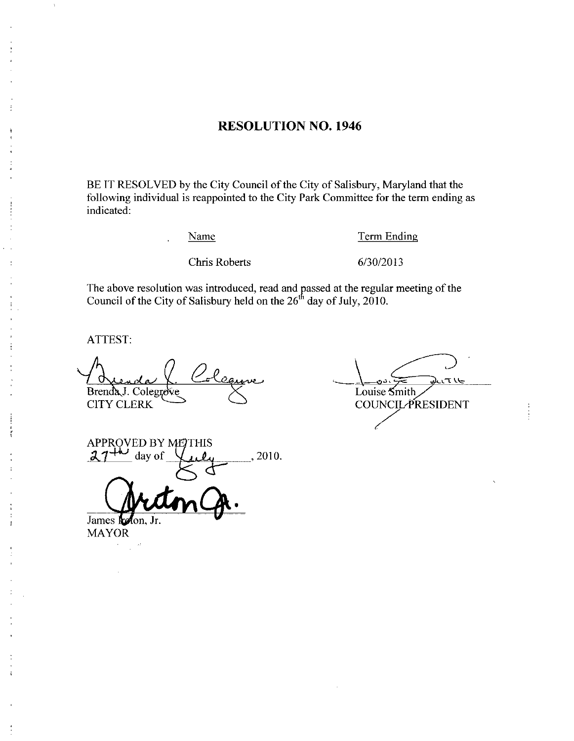# RESOLUTION NO. 1946

BE IT RESOLVED by the City Council of the City of Salisbury, Maryland that the following individual is reappointed to the City Park Committee for the term ending as indicated:

| Name | Term Ending |
|---|---|
| Chris Roberts | 6/30/2013 |

The above resolution was introduced, read and passed at the regular meeting of the Council of the City of Salisbury held on the 26th day of July, 2010.

ATTEST:

Brenda J. Colegrove
CITY CLERK

Louise Smith
COUNCIL PRESIDENT

APPROVED BY ME THIS 27th day of July, 2010.

James Ireton, Jr.
MAYOR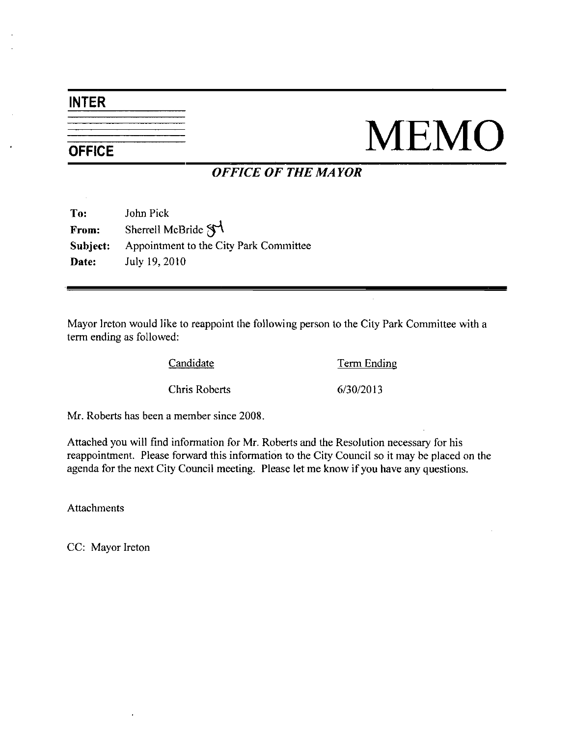**INTER OFFICE**

# MEMO

## *OFFICE OF THE MAYOR*

**To:** John Pick

**From:** Sherrell McBride SM

**Subject:** Appointment to the City Park Committee

**Date:** July 19, 2010

---

Mayor Ireton would like to reappoint the following person to the City Park Committee with a term ending as followed:

| Candidate | Term Ending |
|---|---|
| Chris Roberts | 6/30/2013 |

Mr. Roberts has been a member since 2008.

Attached you will find information for Mr. Roberts and the Resolution necessary for his reappointment. Please forward this information to the City Council so it may be placed on the agenda for the next City Council meeting. Please let me know if you have any questions.

Attachments

CC: Mayor Ireton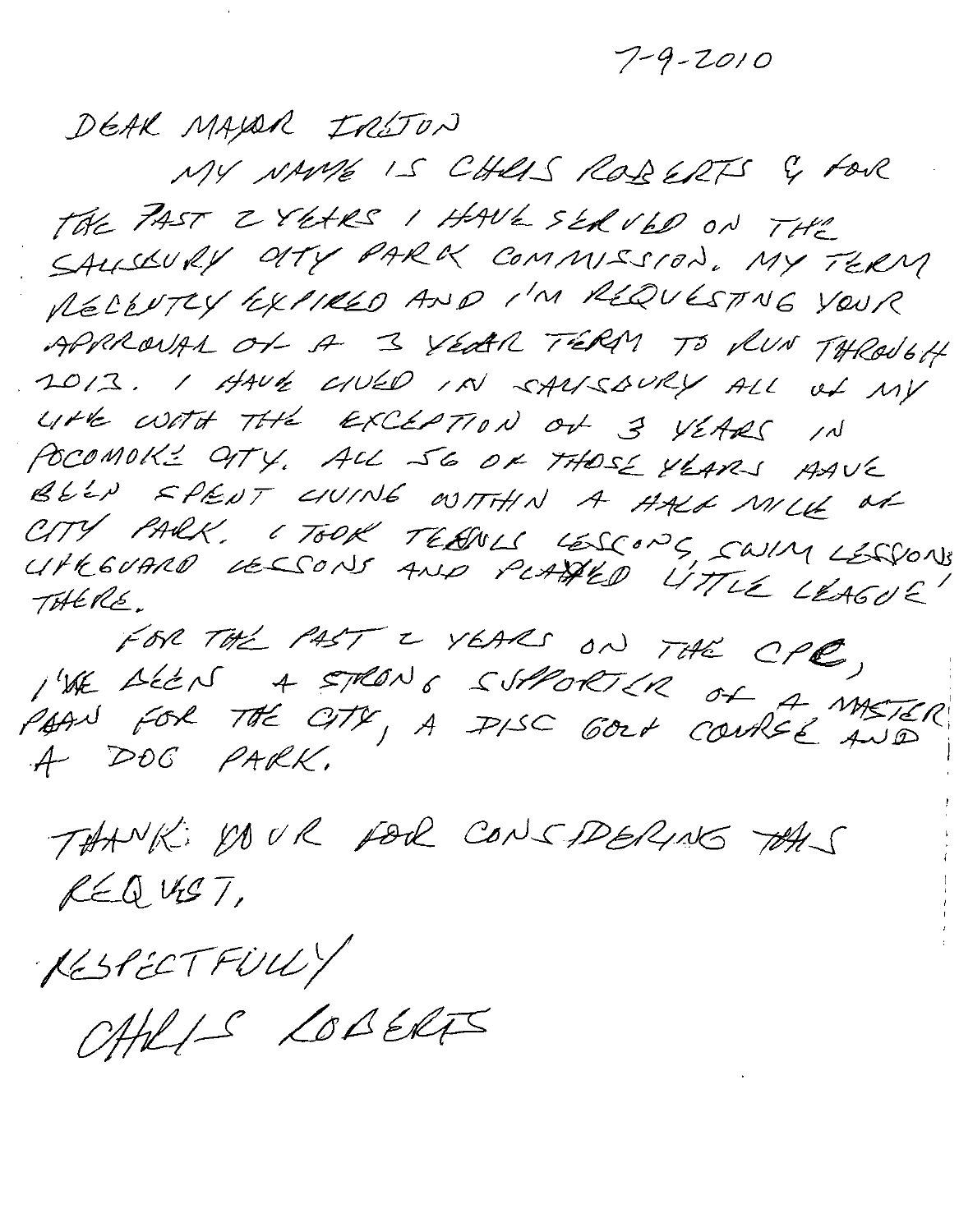7-9-2010

DEAR MAYOR IRETON

MY NAME IS CHRIS ROBERTS & FOR THE PAST 2 YEARS I HAVE SERVED ON THE SALISBURY CITY PARK COMMISSION. MY TERM RECENTLY EXPIRED AND I'M REQUESTING YOUR APPROVAL OF A 3 YEAR TERM TO RUN THROUGH 2013. I HAVE LIVED IN SALISBURY ALL OF MY LIFE WITH THE EXCEPTION OF 3 YEARS IN POCOMOKE CITY. ALL 56 OF THOSE YEARS HAVE BEEN SPENT LIVING WITHIN A HALF MILE OF CITY PARK. I TOOK TENNIS LESSONS, SWIM LESSONS LIFEGUARD LESSONS AND PLAYED LITTLE LEAGUE THERE.

FOR THE PAST 2 YEARS ON THE CPC, I'VE BEEN A STRONG SUPPORTER OF A MASTER PLAN FOR THE CITY, A DISC GOLF COURSE AND A DOG PARK.

THANK YOUR FOR CONSIDERING THIS REQUEST,

RESPECTFULLY

CHRIS ROBERTS